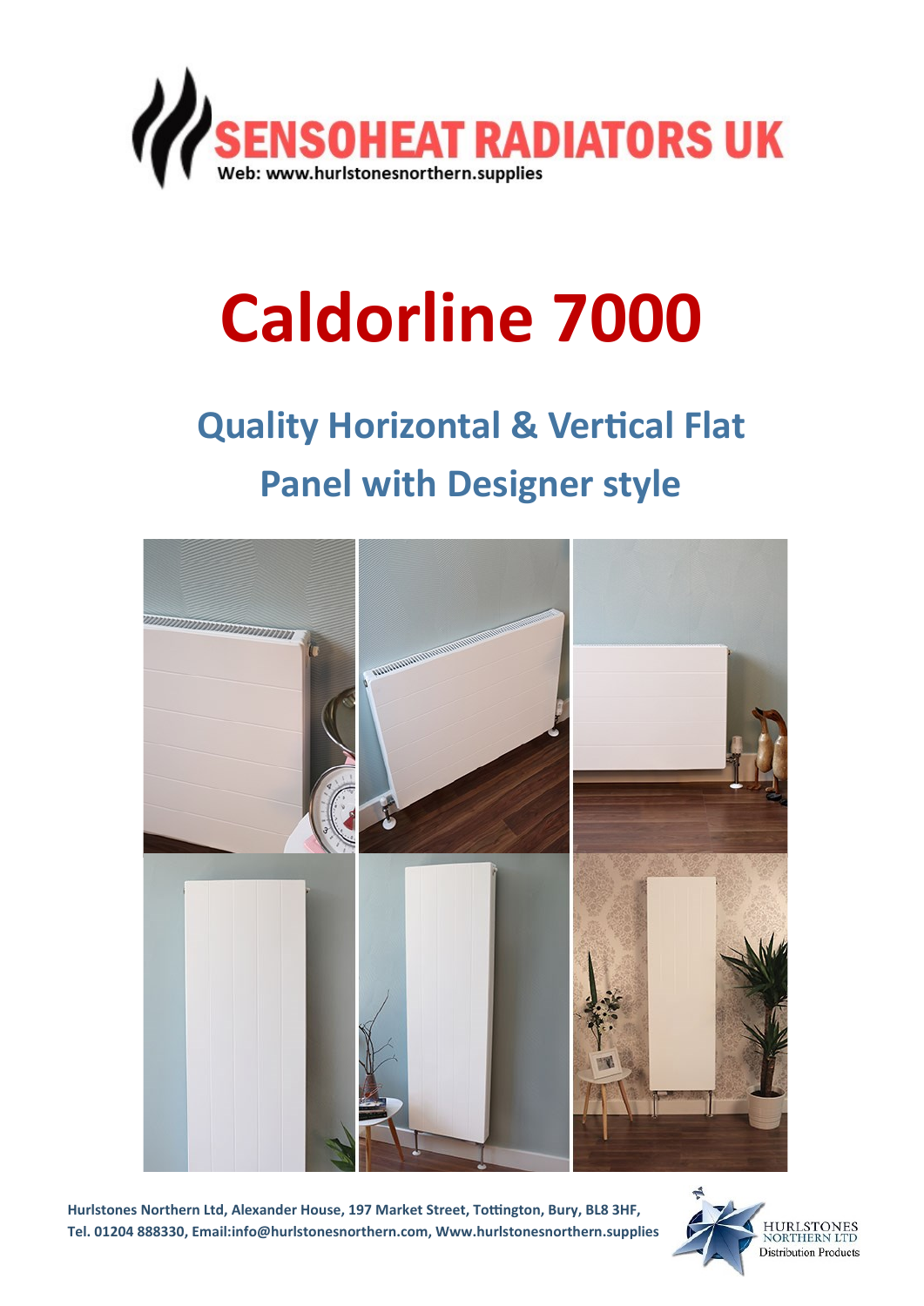SENSOHEAT RADIATORS UK

Web: www.hurlstonesnorthern.supplies

# Caldorline 7000

## Quality Horizontal & Vertical Flat Panel with Designer style

**Hurlstones Northern Ltd, Alexander House, 197 Market Street, Tottington, Bury, BL8 3HF, Tel. 01204 888330, Email:info@hurlstonesnorthern.com, Www.hurlstonesnorthern.supplies**

HURLSTONES NORTHERN LTD
Distribution Products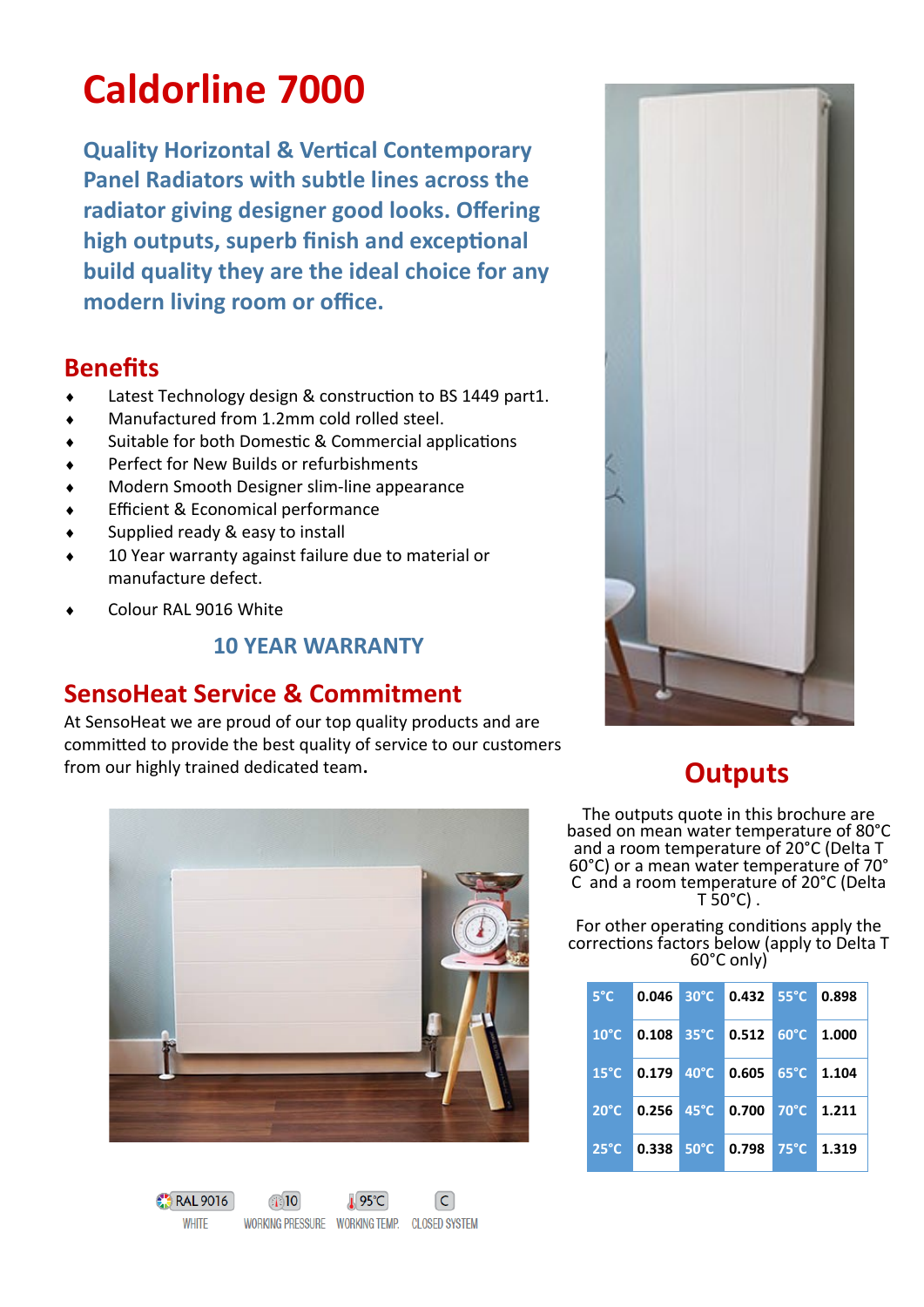# Caldorline 7000

**Quality Horizontal & Vertical Contemporary Panel Radiators with subtle lines across the radiator giving designer good looks. Offering high outputs, superb finish and exceptional build quality they are the ideal choice for any modern living room or office.**

## Benefits

- Latest Technology design & construction to BS 1449 part1.
- Manufactured from 1.2mm cold rolled steel.
- Suitable for both Domestic & Commercial applications
- Perfect for New Builds or refurbishments
- Modern Smooth Designer slim-line appearance
- Efficient & Economical performance
- Supplied ready & easy to install
- 10 Year warranty against failure due to material or manufacture defect.
- Colour RAL 9016 White

**10 YEAR WARRANTY**

## SensoHeat Service & Commitment

At SensoHeat we are proud of our top quality products and are committed to provide the best quality of service to our customers from our highly trained dedicated team.

RAL 9016 WHITE | 10 WORKING PRESSURE | 95°C WORKING TEMP. | C CLOSED SYSTEM

## Outputs

The outputs quote in this brochure are based on mean water temperature of 80°C and a room temperature of 20°C (Delta T 60°C) or a mean water temperature of 70°C and a room temperature of 20°C (Delta T 50°C) .

For other operating conditions apply the corrections factors below (apply to Delta T 60°C only)

| | | | | | |
|---|---|---|---|---|---|
| 5°C | 0.046 | 30°C | 0.432 | 55°C | 0.898 |
| 10°C | 0.108 | 35°C | 0.512 | 60°C | 1.000 |
| 15°C | 0.179 | 40°C | 0.605 | 65°C | 1.104 |
| 20°C | 0.256 | 45°C | 0.700 | 70°C | 1.211 |
| 25°C | 0.338 | 50°C | 0.798 | 75°C | 1.319 |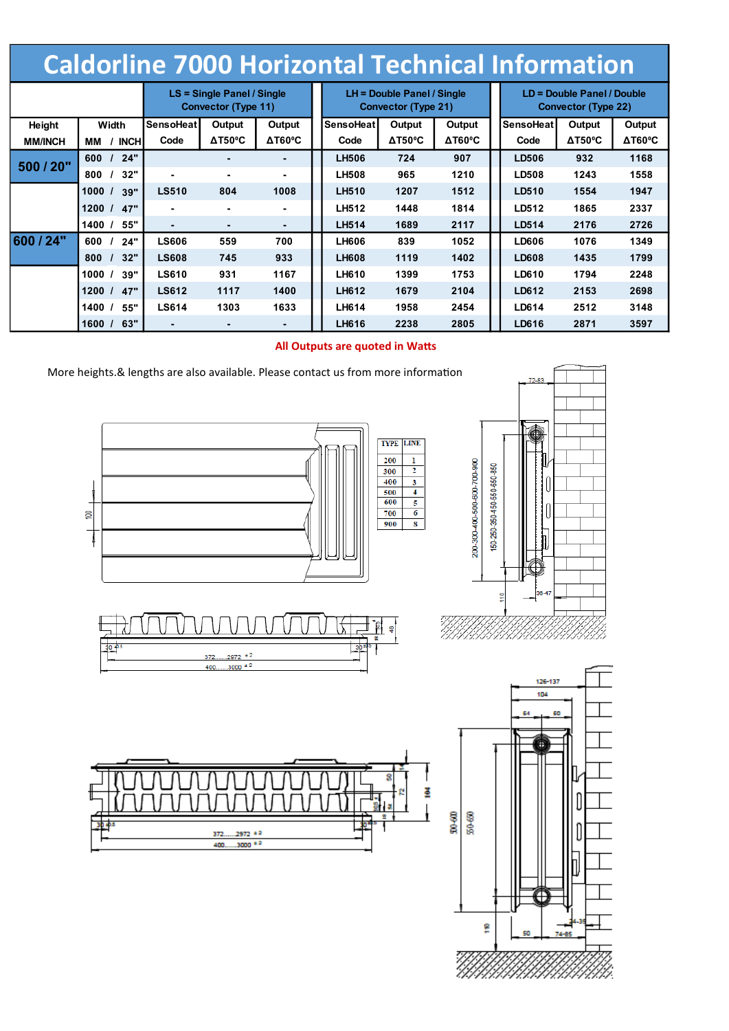# Caldorline 7000 Horizontal Technical Information

| Height | Width | LS = Single Panel / Single Convector (Type 11) | | | LH = Double Panel / Single Convector (Type 21) | | | LD = Double Panel / Double Convector (Type 22) | | |
|---|---|---|---|---|---|---|---|---|---|---|
| MM/INCH | MM / INCH | SensoHeat Code | Output ΔT50°C | Output ΔT60°C | SensoHeat Code | Output ΔT50°C | Output ΔT60°C | SensoHeat Code | Output ΔT50°C | Output ΔT60°C |
| 500 / 20" | 600 / 24" | | - | - | LH506 | 724 | 907 | LD506 | 932 | 1168 |
| | 800 / 32" | - | - | - | LH508 | 965 | 1210 | LD508 | 1243 | 1558 |
| | 1000 / 39" | LS510 | 804 | 1008 | LH510 | 1207 | 1512 | LD510 | 1554 | 1947 |
| | 1200 / 47" | - | - | - | LH512 | 1448 | 1814 | LD512 | 1865 | 2337 |
| | 1400 / 55" | - | - | - | LH514 | 1689 | 2117 | LD514 | 2176 | 2726 |
| 600 / 24" | 600 / 24" | LS606 | 559 | 700 | LH606 | 839 | 1052 | LD606 | 1076 | 1349 |
| | 800 / 32" | LS608 | 745 | 933 | LH608 | 1119 | 1402 | LD608 | 1435 | 1799 |
| | 1000 / 39" | LS610 | 931 | 1167 | LH610 | 1399 | 1753 | LD610 | 1794 | 2248 |
| | 1200 / 47" | LS612 | 1117 | 1400 | LH612 | 1679 | 2104 | LD612 | 2153 | 2698 |
| | 1400 / 55" | LS614 | 1303 | 1633 | LH614 | 1958 | 2454 | LD614 | 2512 | 3148 |
| | 1600 / 63" | - | - | - | LH616 | 2238 | 2805 | LD616 | 2871 | 3597 |

**All Outputs are quoted in Watts**

More heights.& lengths are also available. Please contact us from more information

| TYPE | LINE |
|---|---|
| 200 | 1 |
| 300 | 2 |
| 400 | 3 |
| 500 | 4 |
| 600 | 5 |
| 700 | 6 |
| 900 | 8 |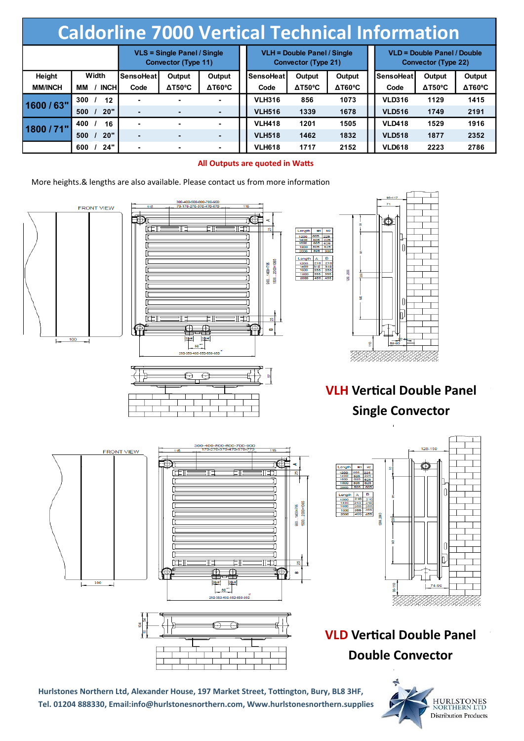# Caldorline 7000 Vertical Technical Information

| | | VLS = Single Panel / Single Convector (Type 11) | | | VLH = Double Panel / Single Convector (Type 21) | | | VLD = Double Panel / Double Convector (Type 22) | | |
|---|---|---|---|---|---|---|---|---|---|---|
| Height MM/INCH | Width MM / INCH | SensoHeat Code | Output ΔT50°C | Output ΔT60°C | SensoHeat Code | Output ΔT50°C | Output ΔT60°C | SensoHeat Code | Output ΔT50°C | Output ΔT60°C |
| 1600 / 63" | 300 / 12 | - | - | - | VLH316 | 856 | 1073 | VLD316 | 1129 | 1415 |
| | 500 / 20" | - | - | - | VLH516 | 1339 | 1678 | VLD516 | 1749 | 2191 |
| 1800 / 71" | 400 / 16 | - | - | - | VLH418 | 1201 | 1505 | VLD418 | 1529 | 1916 |
| | 500 / 20" | - | - | - | VLH518 | 1462 | 1832 | VLD518 | 1877 | 2352 |
| | 600 / 24" | - | - | - | VLH618 | 1717 | 2152 | VLD618 | 2223 | 2786 |

**All Outputs are quoted in Watts**

More heights.& lengths are also available. Please contact us from more information

FRONT VIEW

300-400-500-600-700-900

70-170-270-370-470-670

**VLH Vertical Double Panel Single Convector**

FRONT VIEW

300-400-500-600-700-900

170-270-370-470-570-770

**VLD Vertical Double Panel Double Convector**

Hurlstones Northern Ltd, Alexander House, 197 Market Street, Tottington, Bury, BL8 3HF,
Tel. 01204 888330, Email:info@hurlstonesnorthern.com, Www.hurlstonesnorthern.supplies

HURLSTONES NORTHERN LTD
Distribution Products